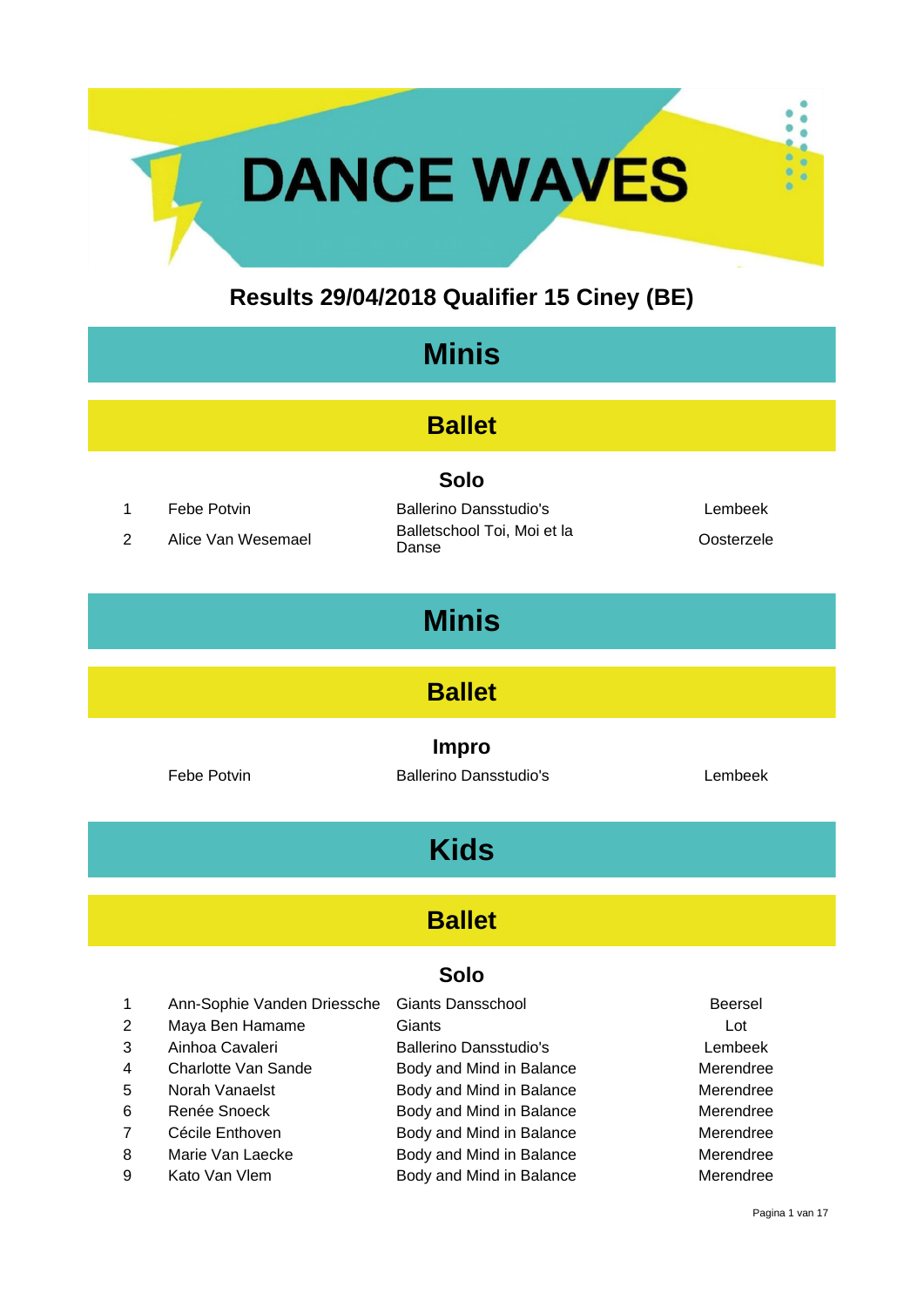# DANCE WAVES

## Results 29/04/2018 Qualifier 15 Ciney (BE)

## Minis

### Ballet

#### Solo

| | | | |
|---|---|---|---|
| 1 | Febe Potvin | Ballerino Dansstudio's | Lembeek |
| 2 | Alice Van Wesemael | Balletschool Toi, Moi et la Danse | Oosterzele |

## Minis

### Ballet

#### Impro

| | | | |
|---|---|---|---|
| | Febe Potvin | Ballerino Dansstudio's | Lembeek |

## Kids

### Ballet

#### Solo

| | | | |
|---|---|---|---|
| 1 | Ann-Sophie Vanden Driessche | Giants Dansschool | Beersel |
| 2 | Maya Ben Hamame | Giants | Lot |
| 3 | Ainhoa Cavaleri | Ballerino Dansstudio's | Lembeek |
| 4 | Charlotte Van Sande | Body and Mind in Balance | Merendree |
| 5 | Norah Vanaelst | Body and Mind in Balance | Merendree |
| 6 | Renée Snoeck | Body and Mind in Balance | Merendree |
| 7 | Cécile Enthoven | Body and Mind in Balance | Merendree |
| 8 | Marie Van Laecke | Body and Mind in Balance | Merendree |
| 9 | Kato Van Vlem | Body and Mind in Balance | Merendree |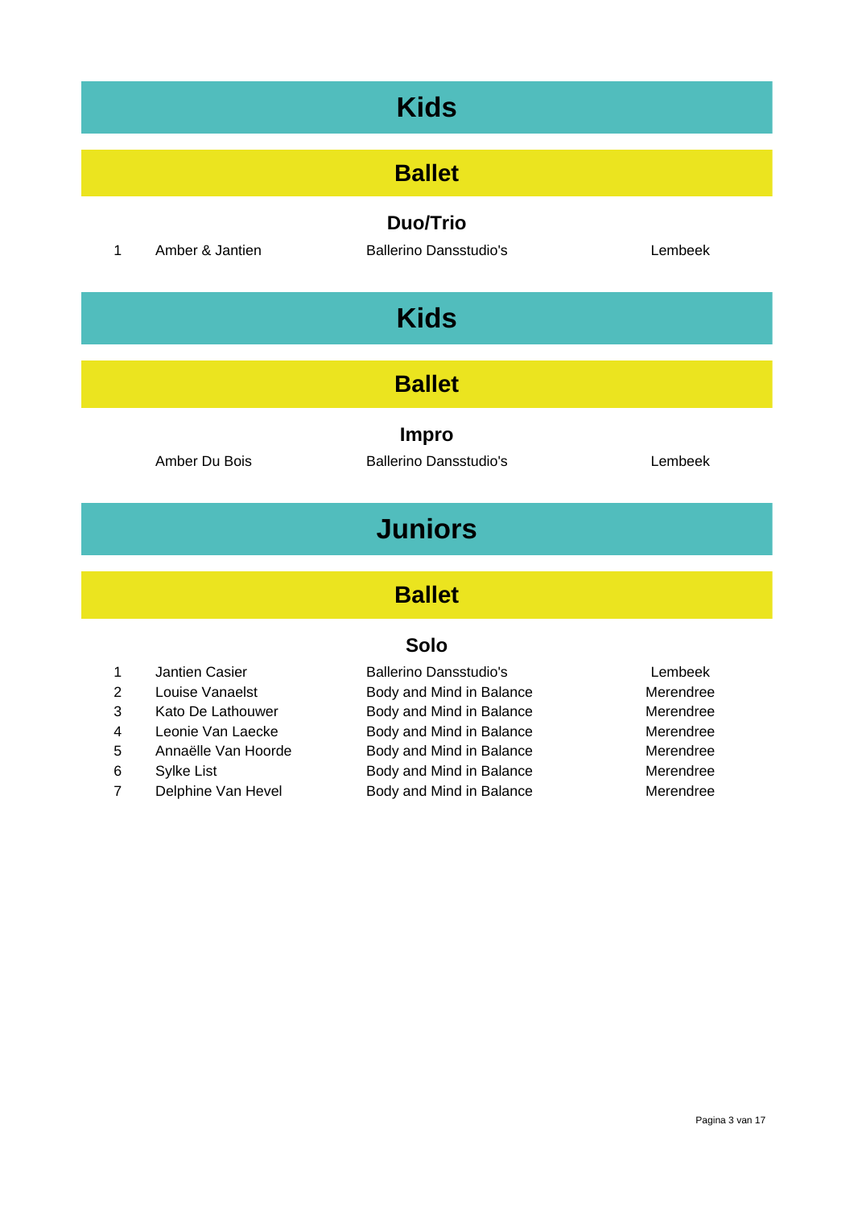# Kids

## Ballet

### Duo/Trio

| | | | |
|---|---|---|---|
| 1 | Amber & Jantien | Ballerino Dansstudio's | Lembeek |

# Kids

## Ballet

### Impro

| | | | |
|---|---|---|---|
| | Amber Du Bois | Ballerino Dansstudio's | Lembeek |

# Juniors

## Ballet

### Solo

| | | | |
|---|---|---|---|
| 1 | Jantien Casier | Ballerino Dansstudio's | Lembeek |
| 2 | Louise Vanaelst | Body and Mind in Balance | Merendree |
| 3 | Kato De Lathouwer | Body and Mind in Balance | Merendree |
| 4 | Leonie Van Laecke | Body and Mind in Balance | Merendree |
| 5 | Annaëlle Van Hoorde | Body and Mind in Balance | Merendree |
| 6 | Sylke List | Body and Mind in Balance | Merendree |
| 7 | Delphine Van Hevel | Body and Mind in Balance | Merendree |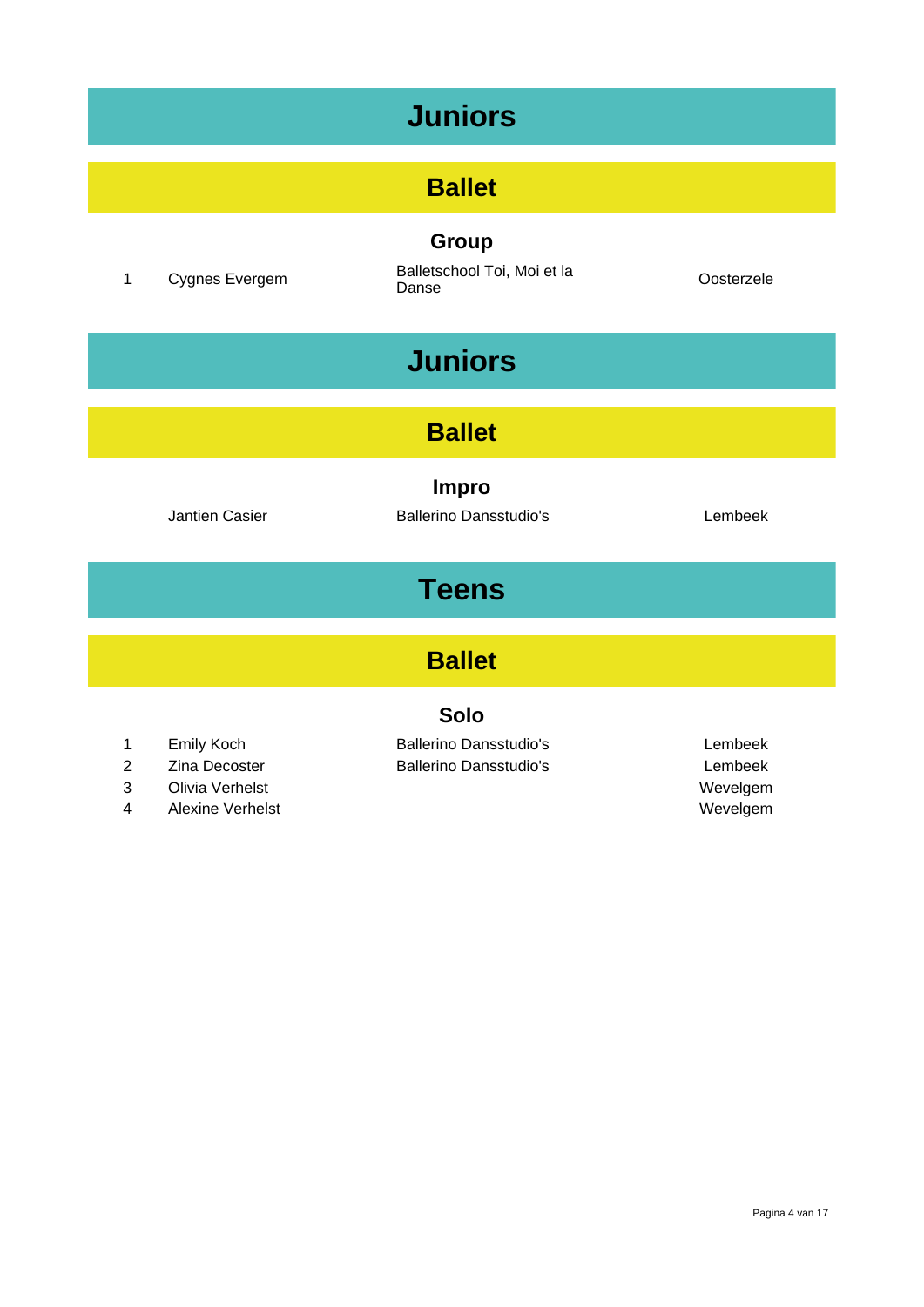# Juniors

## Ballet

### Group

| | | | |
|---|---|---|---|
| 1 | Cygnes Evergem | Balletschool Toi, Moi et la Danse | Oosterzele |

# Juniors

## Ballet

### Impro

| | | | |
|---|---|---|---|
| | Jantien Casier | Ballerino Dansstudio's | Lembeek |

# Teens

## Ballet

### Solo

| | | | |
|---|---|---|---|
| 1 | Emily Koch | Ballerino Dansstudio's | Lembeek |
| 2 | Zina Decoster | Ballerino Dansstudio's | Lembeek |
| 3 | Olivia Verhelst | | Wevelgem |
| 4 | Alexine Verhelst | | Wevelgem |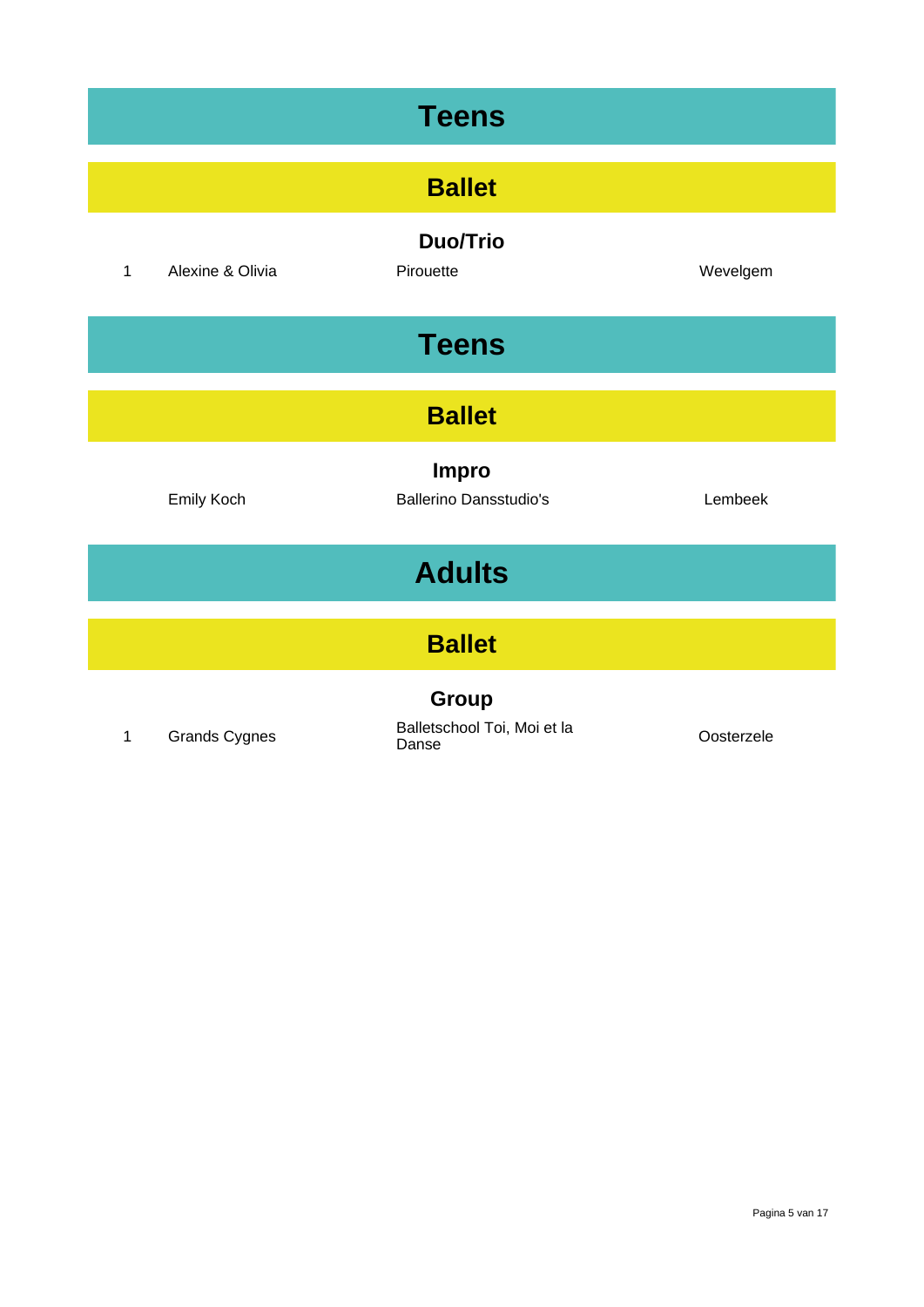# Teens

## Ballet

### Duo/Trio

| | | | |
|---|---|---|---|
| 1 | Alexine & Olivia | Pirouette | Wevelgem |

# Teens

## Ballet

### Impro

| | | | |
|---|---|---|---|
| | Emily Koch | Ballerino Dansstudio's | Lembeek |

# Adults

## Ballet

### Group

| | | | |
|---|---|---|---|
| 1 | Grands Cygnes | Balletschool Toi, Moi et la Danse | Oosterzele |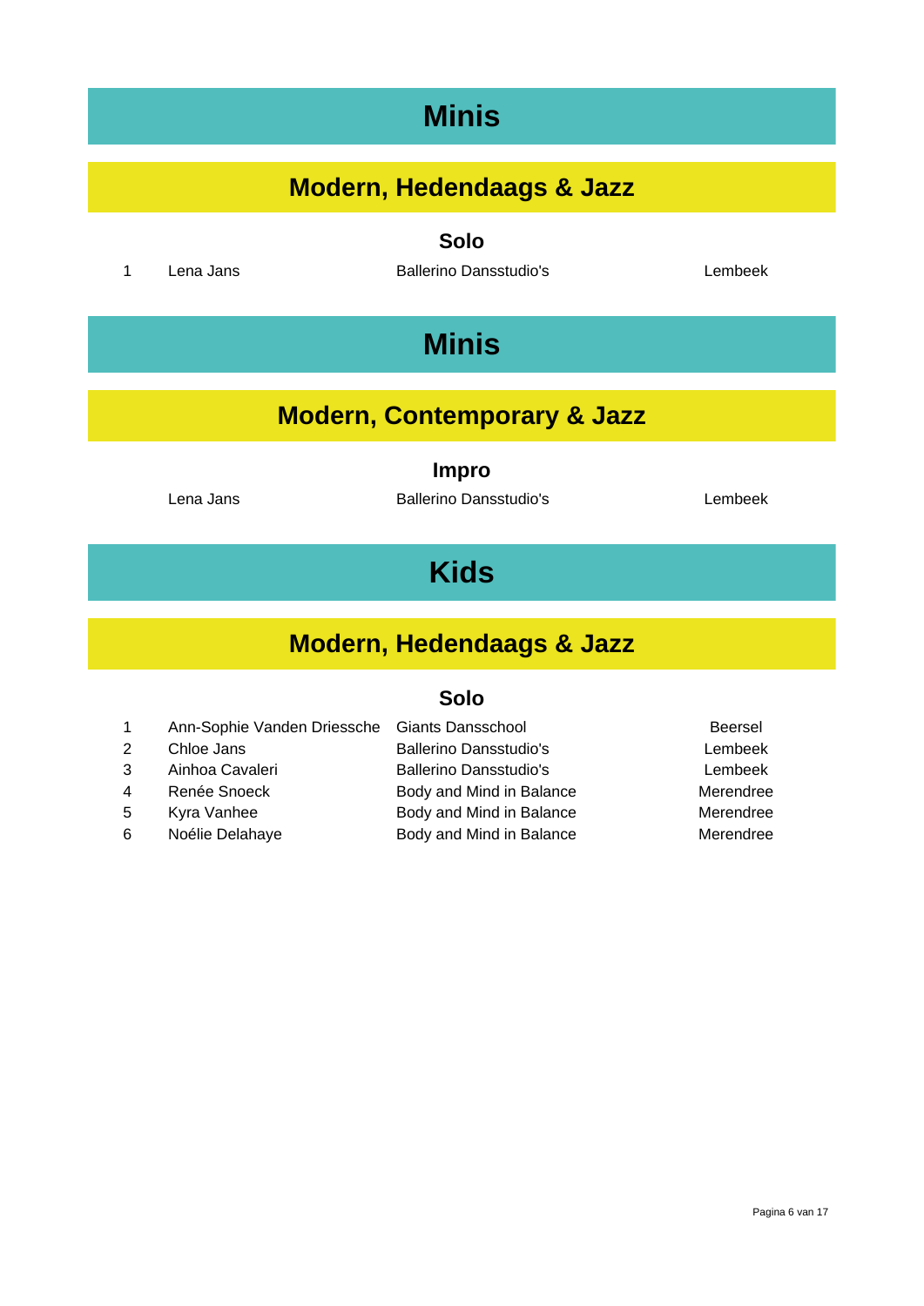# Minis

## Modern, Hedendaags & Jazz

### Solo

| | | | |
|---|---|---|---|
| 1 | Lena Jans | Ballerino Dansstudio's | Lembeek |

# Minis

## Modern, Contemporary & Jazz

### Impro

| | | | |
|---|---|---|---|
| | Lena Jans | Ballerino Dansstudio's | Lembeek |

# Kids

## Modern, Hedendaags & Jazz

### Solo

| | | | |
|---|---|---|---|
| 1 | Ann-Sophie Vanden Driessche | Giants Dansschool | Beersel |
| 2 | Chloe Jans | Ballerino Dansstudio's | Lembeek |
| 3 | Ainhoa Cavaleri | Ballerino Dansstudio's | Lembeek |
| 4 | Renée Snoeck | Body and Mind in Balance | Merendree |
| 5 | Kyra Vanhee | Body and Mind in Balance | Merendree |
| 6 | Noélie Delahaye | Body and Mind in Balance | Merendree |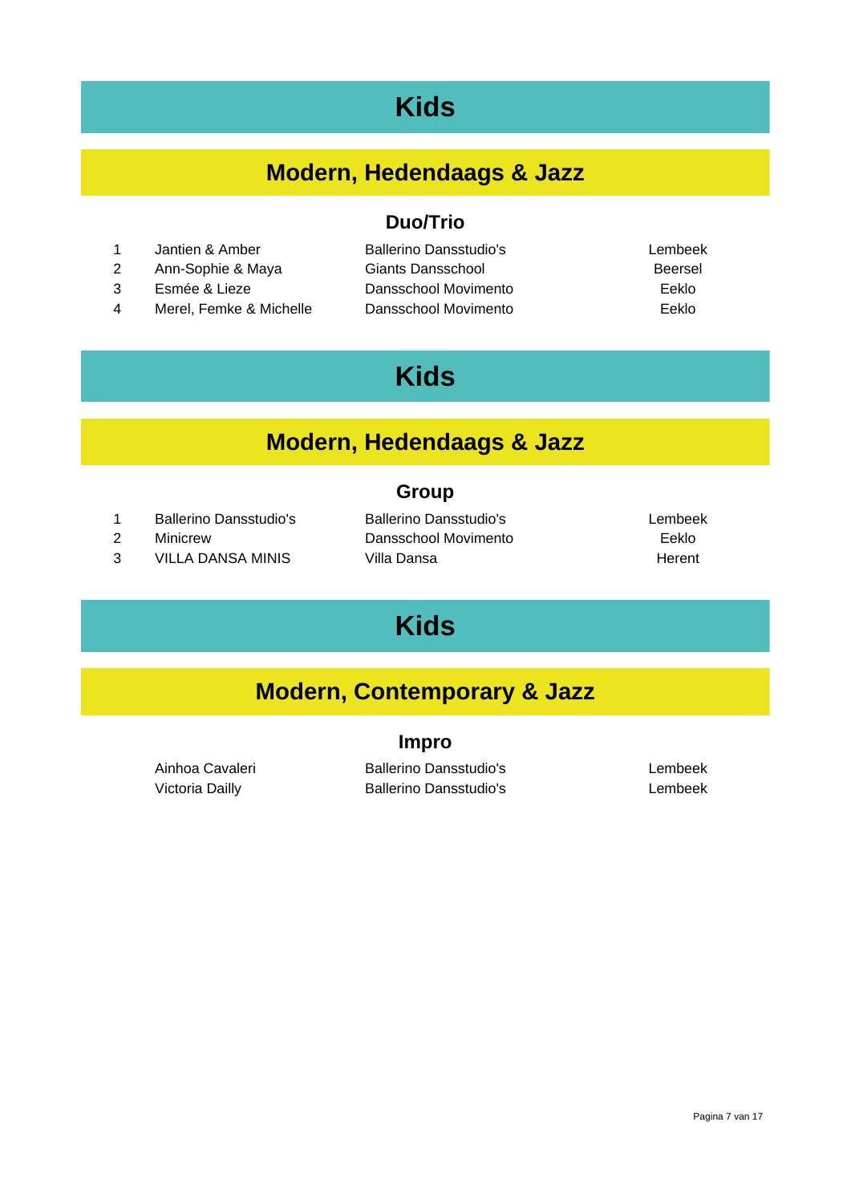# Kids

## Modern, Hedendaags & Jazz

### Duo/Trio

| | | | |
|---|---|---|---|
| 1 | Jantien & Amber | Ballerino Dansstudio's | Lembeek |
| 2 | Ann-Sophie & Maya | Giants Dansschool | Beersel |
| 3 | Esmée & Lieze | Dansschool Movimento | Eeklo |
| 4 | Merel, Femke & Michelle | Dansschool Movimento | Eeklo |

# Kids

## Modern, Hedendaags & Jazz

### Group

| | | | |
|---|---|---|---|
| 1 | Ballerino Dansstudio's | Ballerino Dansstudio's | Lembeek |
| 2 | Minicrew | Dansschool Movimento | Eeklo |
| 3 | VILLA DANSA MINIS | Villa Dansa | Herent |

# Kids

## Modern, Contemporary & Jazz

### Impro

| | | |
|---|---|---|
| Ainhoa Cavaleri | Ballerino Dansstudio's | Lembeek |
| Victoria Dailly | Ballerino Dansstudio's | Lembeek |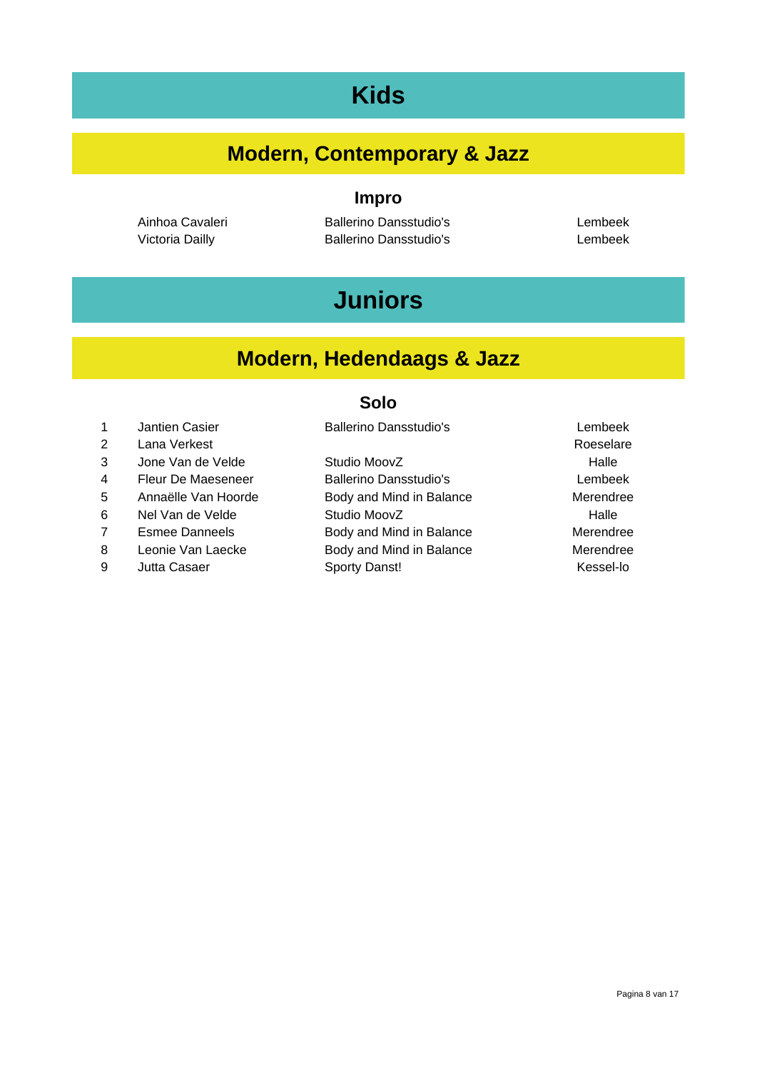# Kids

## Modern, Contemporary & Jazz

### Impro

| Name | Studio | City |
|---|---|---|
| Ainhoa Cavaleri | Ballerino Dansstudio's | Lembeek |
| Victoria Dailly | Ballerino Dansstudio's | Lembeek |

# Juniors

## Modern, Hedendaags & Jazz

### Solo

| # | Name | Studio | City |
|---|---|---|---|
| 1 | Jantien Casier | Ballerino Dansstudio's | Lembeek |
| 2 | Lana Verkest | | Roeselare |
| 3 | Jone Van de Velde | Studio MoovZ | Halle |
| 4 | Fleur De Maeseneer | Ballerino Dansstudio's | Lembeek |
| 5 | Annaëlle Van Hoorde | Body and Mind in Balance | Merendree |
| 6 | Nel Van de Velde | Studio MoovZ | Halle |
| 7 | Esmee Danneels | Body and Mind in Balance | Merendree |
| 8 | Leonie Van Laecke | Body and Mind in Balance | Merendree |
| 9 | Jutta Casaer | Sporty Danst! | Kessel-lo |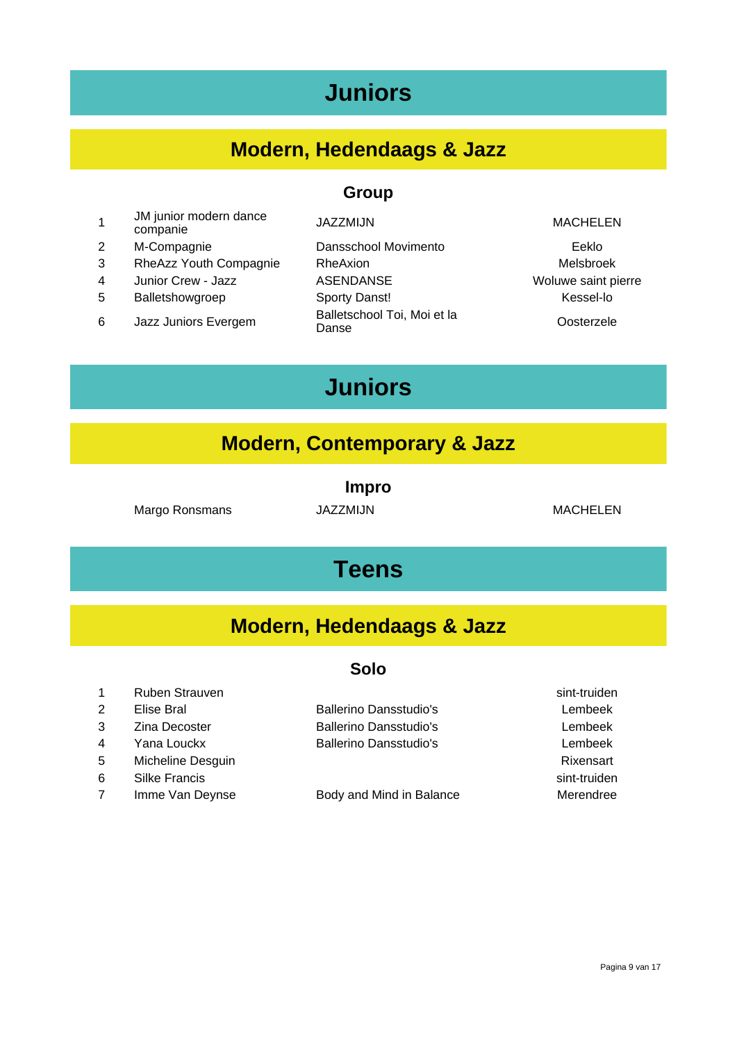# Juniors

## Modern, Hedendaags & Jazz

### Group

| | | | |
|---|---|---|---|
| 1 | JM junior modern dance companie | JAZZMIJN | MACHELEN |
| 2 | M-Compagnie | Dansschool Movimento | Eeklo |
| 3 | RheAzz Youth Compagnie | RheAxion | Melsbroek |
| 4 | Junior Crew - Jazz | ASENDANSE | Woluwe saint pierre |
| 5 | Balletshowgroep | Sporty Danst! | Kessel-lo |
| 6 | Jazz Juniors Evergem | Balletschool Toi, Moi et la Danse | Oosterzele |

# Juniors

## Modern, Contemporary & Jazz

### Impro

| | | |
|---|---|---|
| Margo Ronsmans | JAZZMIJN | MACHELEN |

# Teens

## Modern, Hedendaags & Jazz

### Solo

| | | | |
|---|---|---|---|
| 1 | Ruben Strauven | | sint-truiden |
| 2 | Elise Bral | Ballerino Dansstudio's | Lembeek |
| 3 | Zina Decoster | Ballerino Dansstudio's | Lembeek |
| 4 | Yana Louckx | Ballerino Dansstudio's | Lembeek |
| 5 | Micheline Desguin | | Rixensart |
| 6 | Silke Francis | | sint-truiden |
| 7 | Imme Van Deynse | Body and Mind in Balance | Merendree |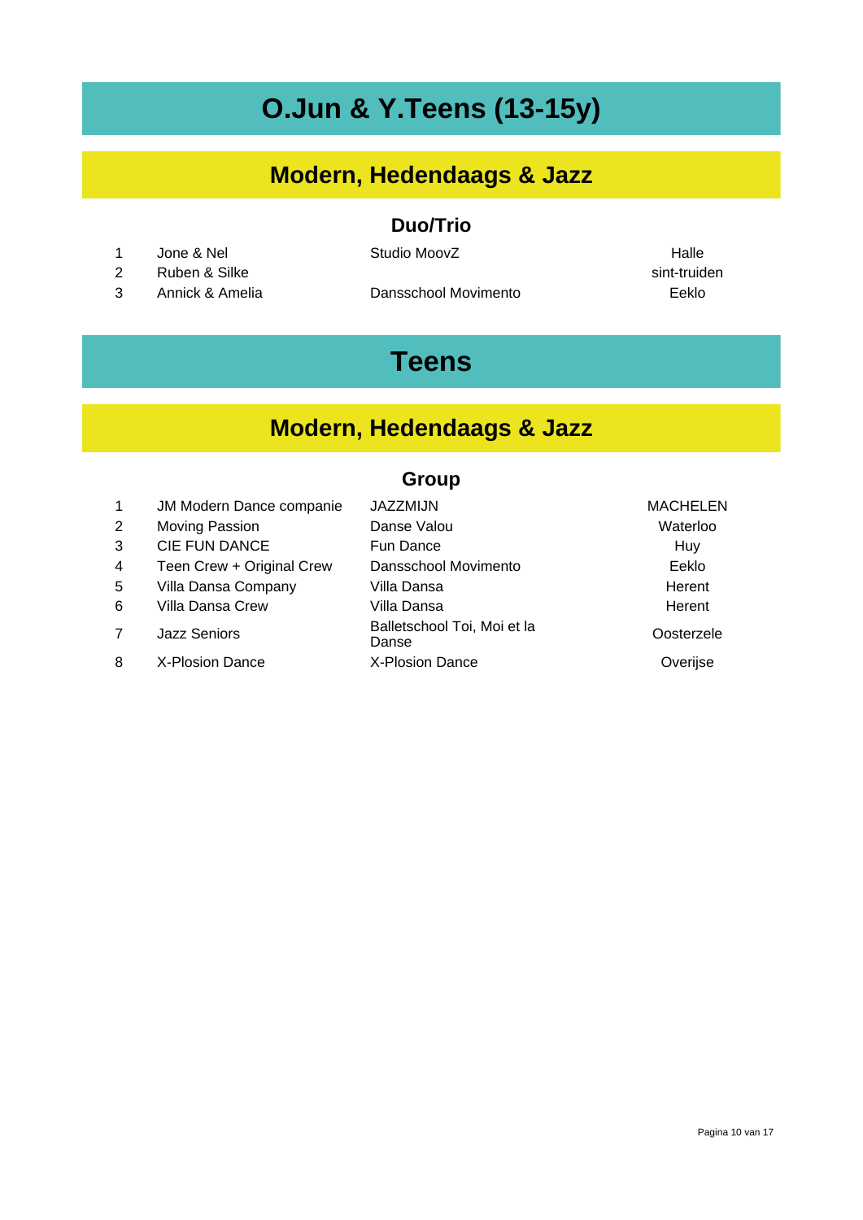# O.Jun & Y.Teens (13-15y)

## Modern, Hedendaags & Jazz

### Duo/Trio

| | | | |
|---|---|---|---|
| 1 | Jone & Nel | Studio MoovZ | Halle |
| 2 | Ruben & Silke | | sint-truiden |
| 3 | Annick & Amelia | Dansschool Movimento | Eeklo |

# Teens

## Modern, Hedendaags & Jazz

### Group

| | | | |
|---|---|---|---|
| 1 | JM Modern Dance companie | JAZZMIJN | MACHELEN |
| 2 | Moving Passion | Danse Valou | Waterloo |
| 3 | CIE FUN DANCE | Fun Dance | Huy |
| 4 | Teen Crew + Original Crew | Dansschool Movimento | Eeklo |
| 5 | Villa Dansa Company | Villa Dansa | Herent |
| 6 | Villa Dansa Crew | Villa Dansa | Herent |
| 7 | Jazz Seniors | Balletschool Toi, Moi et la Danse | Oosterzele |
| 8 | X-Plosion Dance | X-Plosion Dance | Overijse |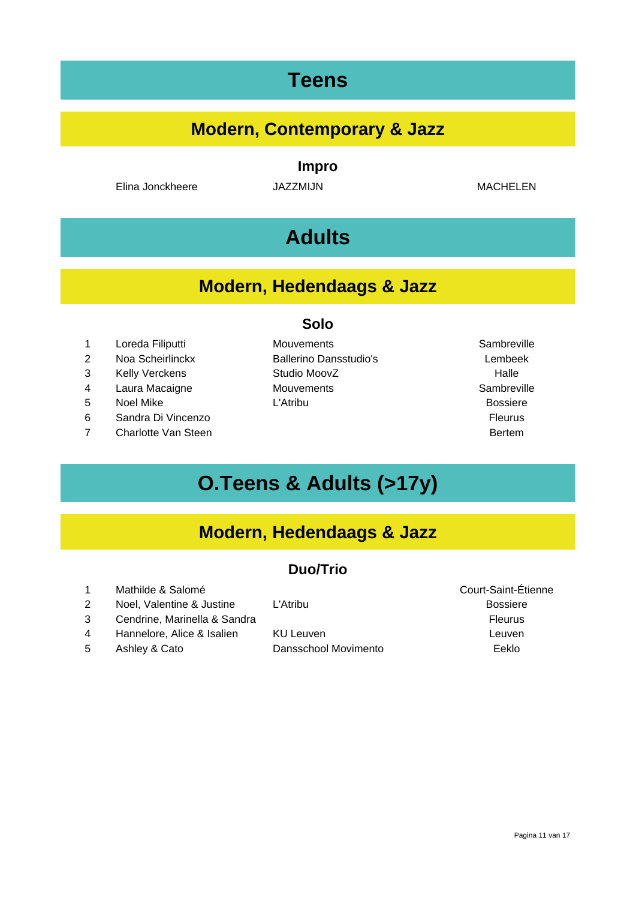# Teens

## Modern, Contemporary & Jazz

### Impro

| | Name | School | City |
|---|---|---|---|
| | Elina Jonckheere | JAZZMIJN | MACHELEN |

# Adults

## Modern, Hedendaags & Jazz

### Solo

| # | Name | School | City |
|---|---|---|---|
| 1 | Loreda Filiputti | Mouvements | Sambreville |
| 2 | Noa Scheirlinckx | Ballerino Dansstudio's | Lembeek |
| 3 | Kelly Verckens | Studio MoovZ | Halle |
| 4 | Laura Macaigne | Mouvements | Sambreville |
| 5 | Noel Mike | L'Atribu | Bossiere |
| 6 | Sandra Di Vincenzo | | Fleurus |
| 7 | Charlotte Van Steen | | Bertem |

# O.Teens & Adults (>17y)

## Modern, Hedendaags & Jazz

### Duo/Trio

| # | Name | School | City |
|---|---|---|---|
| 1 | Mathilde & Salomé | | Court-Saint-Étienne |
| 2 | Noel, Valentine & Justine | L'Atribu | Bossiere |
| 3 | Cendrine, Marinella & Sandra | | Fleurus |
| 4 | Hannelore, Alice & Isalien | KU Leuven | Leuven |
| 5 | Ashley & Cato | Dansschool Movimento | Eeklo |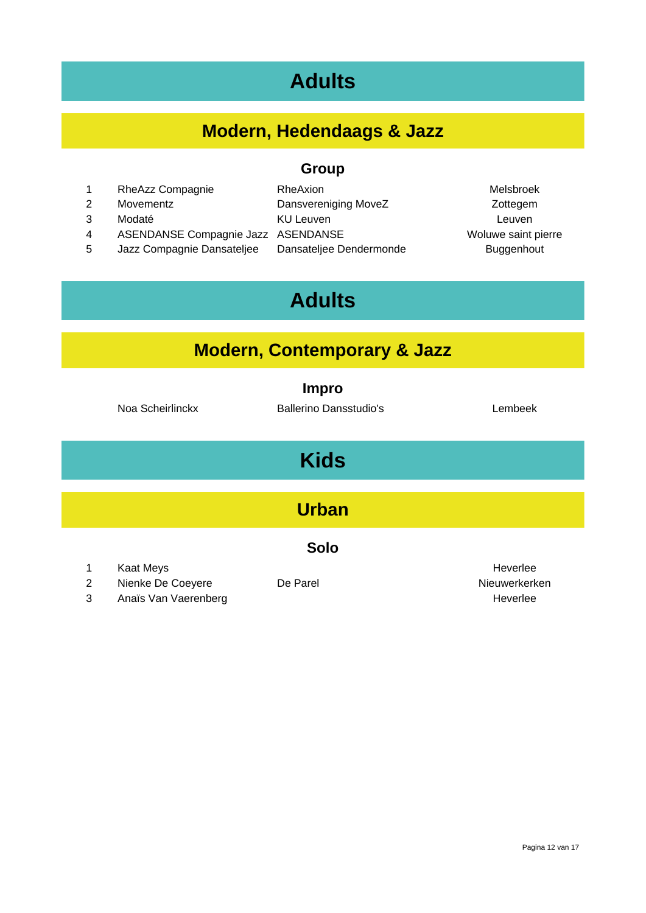# Adults

## Modern, Hedendaags & Jazz

### Group

| | | | |
|---|---|---|---|
| 1 | RheAzz Compagnie | RheAxion | Melsbroek |
| 2 | Movementz | Dansvereniging MoveZ | Zottegem |
| 3 | Modaté | KU Leuven | Leuven |
| 4 | ASENDANSE Compagnie Jazz | ASENDANSE | Woluwe saint pierre |
| 5 | Jazz Compagnie Dansateljee | Dansateljee Dendermonde | Buggenhout |

# Adults

## Modern, Contemporary & Jazz

### Impro

| | | |
|---|---|---|
| Noa Scheirlinckx | Ballerino Dansstudio's | Lembeek |

# Kids

## Urban

### Solo

| | | | |
|---|---|---|---|
| 1 | Kaat Meys | | Heverlee |
| 2 | Nienke De Coeyere | De Parel | Nieuwerkerken |
| 3 | Anaïs Van Vaerenberg | | Heverlee |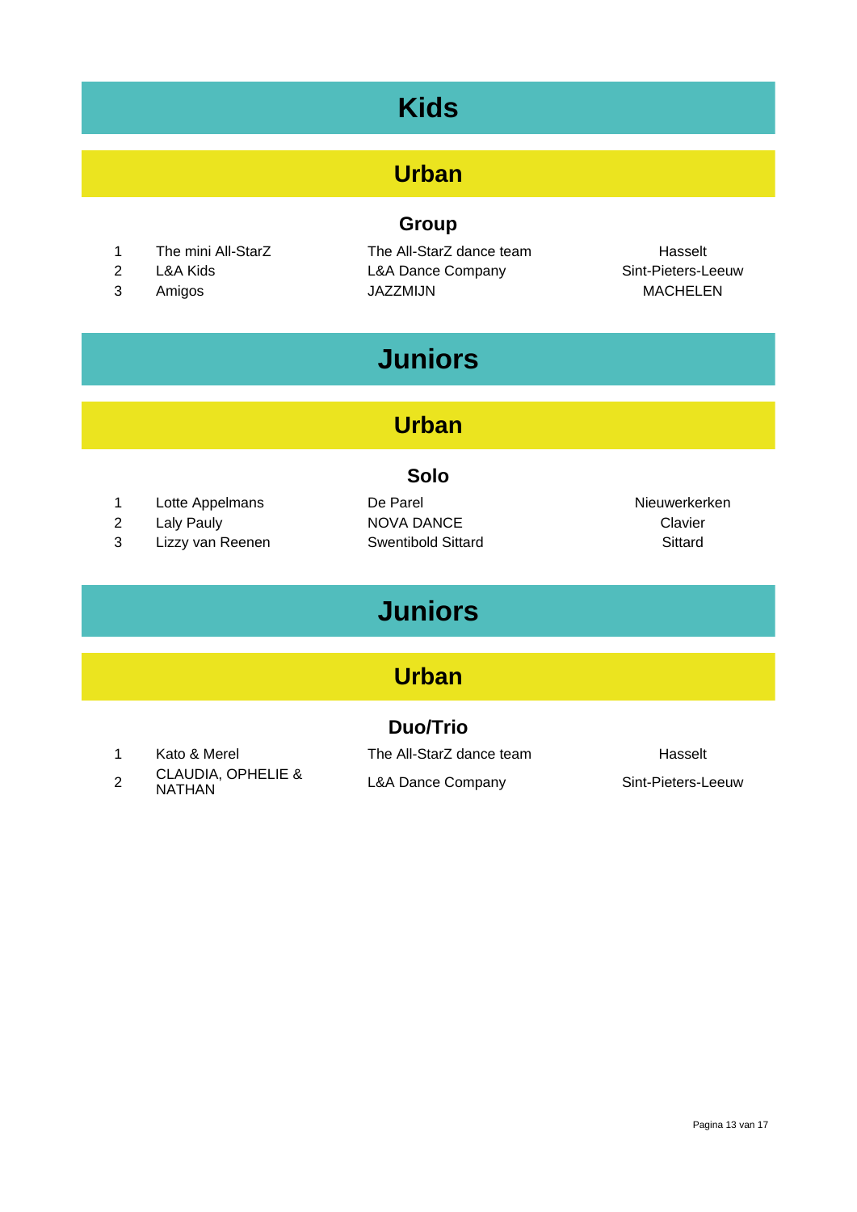# Kids

## Urban

### Group

| | | | |
|---|---|---|---|
| 1 | The mini All-StarZ | The All-StarZ dance team | Hasselt |
| 2 | L&A Kids | L&A Dance Company | Sint-Pieters-Leeuw |
| 3 | Amigos | JAZZMIJN | MACHELEN |

# Juniors

## Urban

### Solo

| | | | |
|---|---|---|---|
| 1 | Lotte Appelmans | De Parel | Nieuwerkerken |
| 2 | Laly Pauly | NOVA DANCE | Clavier |
| 3 | Lizzy van Reenen | Swentibold Sittard | Sittard |

# Juniors

## Urban

### Duo/Trio

| | | | |
|---|---|---|---|
| 1 | Kato & Merel | The All-StarZ dance team | Hasselt |
| 2 | CLAUDIA, OPHELIE & NATHAN | L&A Dance Company | Sint-Pieters-Leeuw |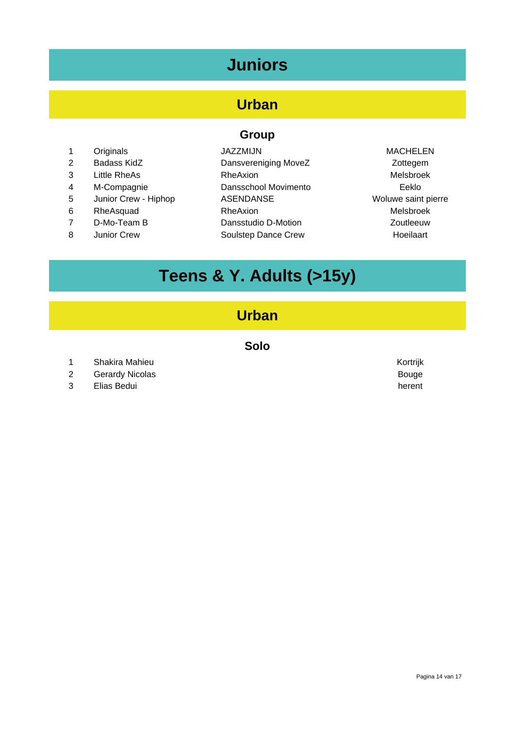# Juniors

## Urban

### Group

| | | | |
|---|---|---|---|
| 1 | Originals | JAZZMIJN | MACHELEN |
| 2 | Badass KidZ | Dansvereniging MoveZ | Zottegem |
| 3 | Little RheAs | RheAxion | Melsbroek |
| 4 | M-Compagnie | Dansschool Movimento | Eeklo |
| 5 | Junior Crew - Hiphop | ASENDANSE | Woluwe saint pierre |
| 6 | RheAsquad | RheAxion | Melsbroek |
| 7 | D-Mo-Team B | Dansstudio D-Motion | Zoutleeuw |
| 8 | Junior Crew | Soulstep Dance Crew | Hoeilaart |

# Teens & Y. Adults (>15y)

## Urban

### Solo

| | | |
|---|---|---|
| 1 | Shakira Mahieu | Kortrijk |
| 2 | Gerardy Nicolas | Bouge |
| 3 | Elias Bedui | herent |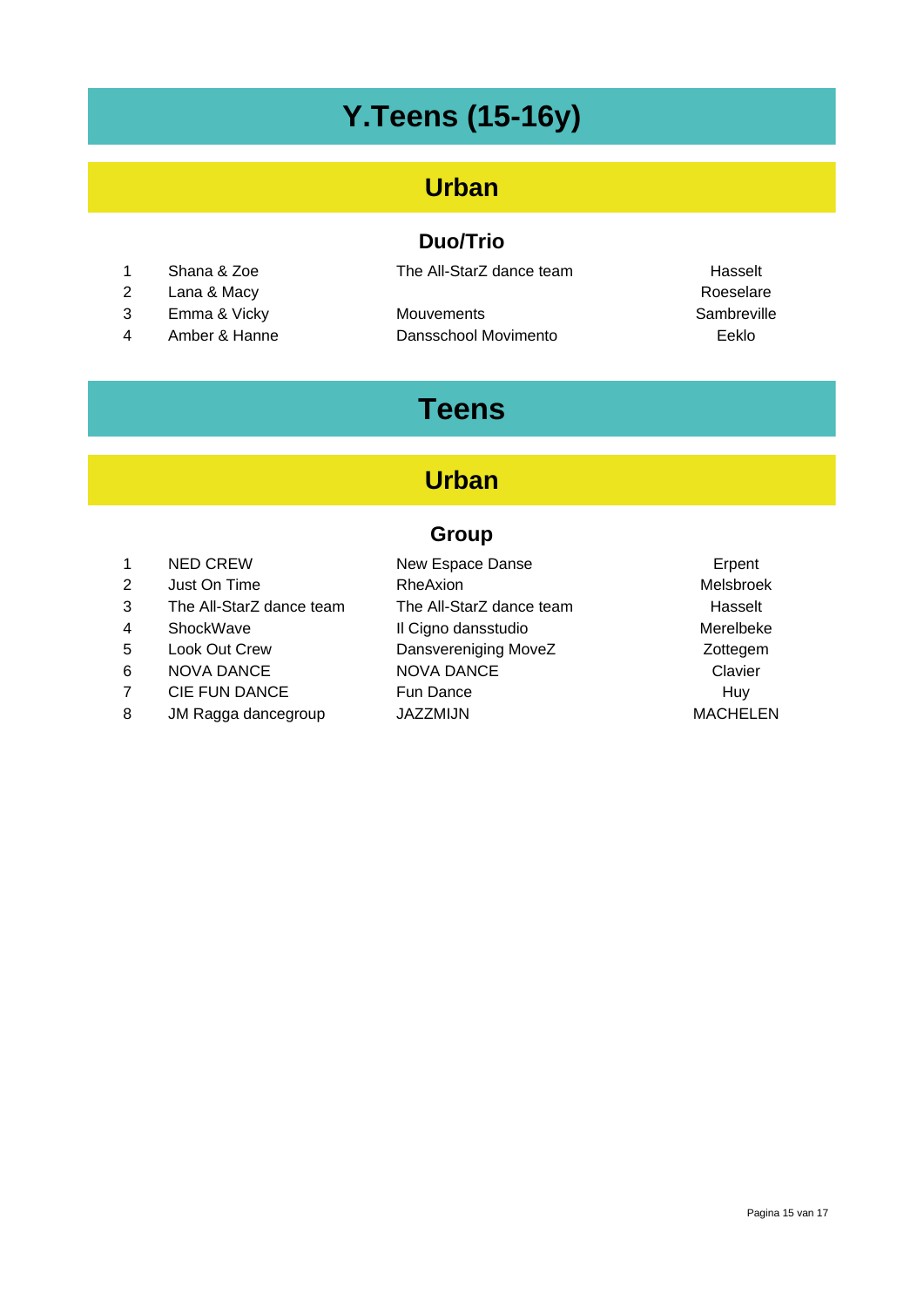# Y.Teens (15-16y)

## Urban

### Duo/Trio

| | | | |
|---|---|---|---|
| 1 | Shana & Zoe | The All-StarZ dance team | Hasselt |
| 2 | Lana & Macy | | Roeselare |
| 3 | Emma & Vicky | Mouvements | Sambreville |
| 4 | Amber & Hanne | Dansschool Movimento | Eeklo |

# Teens

## Urban

### Group

| | | | |
|---|---|---|---|
| 1 | NED CREW | New Espace Danse | Erpent |
| 2 | Just On Time | RheAxion | Melsbroek |
| 3 | The All-StarZ dance team | The All-StarZ dance team | Hasselt |
| 4 | ShockWave | Il Cigno dansstudio | Merelbeke |
| 5 | Look Out Crew | Dansvereniging MoveZ | Zottegem |
| 6 | NOVA DANCE | NOVA DANCE | Clavier |
| 7 | CIE FUN DANCE | Fun Dance | Huy |
| 8 | JM Ragga dancegroup | JAZZMIJN | MACHELEN |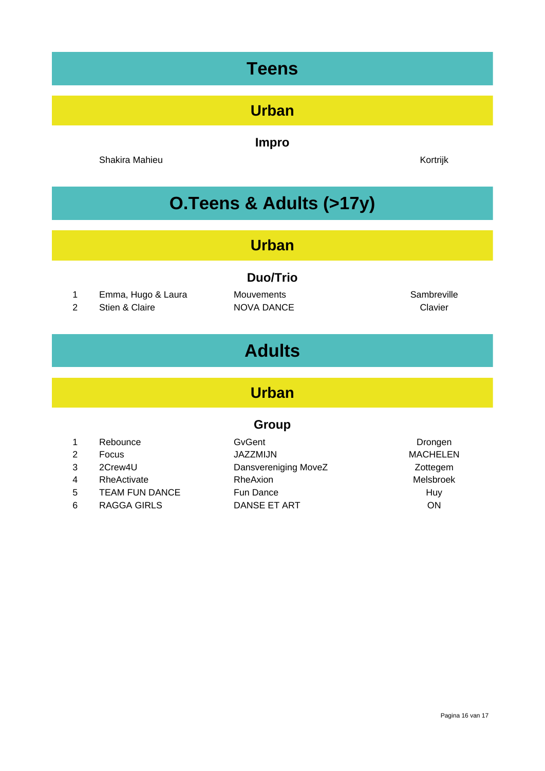# Teens

## Urban

### Impro

| | | | |
|---|---|---|---|
| | Shakira Mahieu | | Kortrijk |

# O.Teens & Adults (>17y)

## Urban

### Duo/Trio

| | | | |
|---|---|---|---|
| 1 | Emma, Hugo & Laura | Mouvements | Sambreville |
| 2 | Stien & Claire | NOVA DANCE | Clavier |

# Adults

## Urban

### Group

| | | | |
|---|---|---|---|
| 1 | Rebounce | GvGent | Drongen |
| 2 | Focus | JAZZMIJN | MACHELEN |
| 3 | 2Crew4U | Dansvereniging MoveZ | Zottegem |
| 4 | RheActivate | RheAxion | Melsbroek |
| 5 | TEAM FUN DANCE | Fun Dance | Huy |
| 6 | RAGGA GIRLS | DANSE ET ART | ON |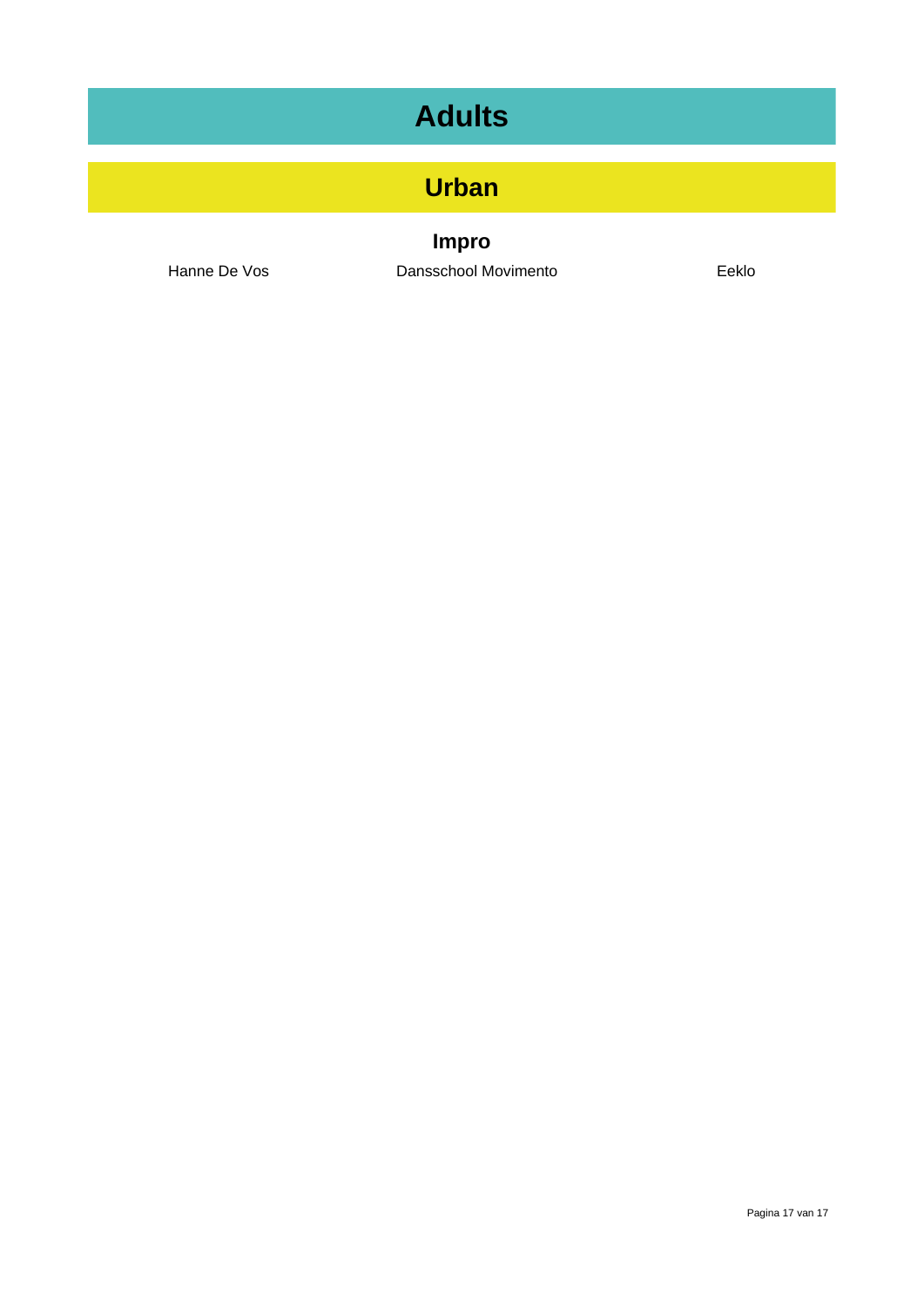# Adults

## Urban

### Impro

| | | |
|---|---|---|
| Hanne De Vos | Dansschool Movimento | Eeklo |